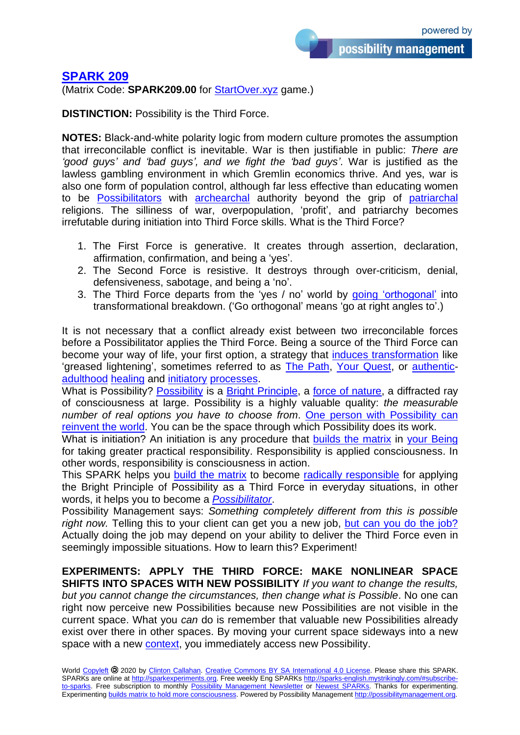# SPARK 209

(Matrix Code: **SPARK209.00** for StartOver.xyz game.)

**DISTINCTION:** Possibility is the Third Force.

**NOTES:** Black-and-white polarity logic from modern culture promotes the assumption that irreconcilable conflict is inevitable. War is then justifiable in public: *There are 'good guys' and 'bad guys', and we fight the 'bad guys'*. War is justified as the lawless gambling environment in which Gremlin economics thrive. And yes, war is also one form of population control, although far less effective than educating women to be Possibilitators with archearchal authority beyond the grip of patriarchal religions. The silliness of war, overpopulation, 'profit', and patriarchy becomes irrefutable during initiation into Third Force skills. What is the Third Force?

1. The First Force is generative. It creates through assertion, declaration, affirmation, confirmation, and being a 'yes'.
2. The Second Force is resistive. It destroys through over-criticism, denial, defensiveness, sabotage, and being a 'no'.
3. The Third Force departs from the 'yes / no' world by going 'orthogonal' into transformational breakdown. ('Go orthogonal' means 'go at right angles to'.)

It is not necessary that a conflict already exist between two irreconcilable forces before a Possibilitator applies the Third Force. Being a source of the Third Force can become your way of life, your first option, a strategy that induces transformation like 'greased lightening', sometimes referred to as The Path, Your Quest, or authentic-adulthood healing and initiatory processes.

What is Possibility? Possibility is a Bright Principle, a force of nature, a diffracted ray of consciousness at large. Possibility is a highly valuable quality: *the measurable number of real options you have to choose from*. One person with Possibility can reinvent the world. You can be the space through which Possibility does its work.

What is initiation? An initiation is any procedure that builds the matrix in your Being for taking greater practical responsibility. Responsibility is applied consciousness. In other words, responsibility is consciousness in action.

This SPARK helps you build the matrix to become radically responsible for applying the Bright Principle of Possibility as a Third Force in everyday situations, in other words, it helps you to become a *Possibilitator*.

Possibility Management says: *Something completely different from this is possible right now.* Telling this to your client can get you a new job, but can you do the job? Actually doing the job may depend on your ability to deliver the Third Force even in seemingly impossible situations. How to learn this? Experiment!

**EXPERIMENTS: APPLY THE THIRD FORCE: MAKE NONLINEAR SPACE SHIFTS INTO SPACES WITH NEW POSSIBILITY** *If you want to change the results, but you cannot change the circumstances, then change what is Possible*. No one can right now perceive new Possibilities because new Possibilities are not visible in the current space. What you *can* do is remember that valuable new Possibilities already exist over there in other spaces. By moving your current space sideways into a new space with a new context, you immediately access new Possibility.

World Copyleft 🄯 2020 by Clinton Callahan. Creative Commons BY SA International 4.0 License. Please share this SPARK. SPARKs are online at http://sparkexperiments.org. Free weekly Eng SPARKs http://sparks-english.mystrikingly.com/#subscribe-to-sparks. Free subscription to monthly Possibility Management Newsletter or Newest SPARKs. Thanks for experimenting. Experimenting builds matrix to hold more consciousness. Powered by Possibility Management http://possibilitymanagement.org.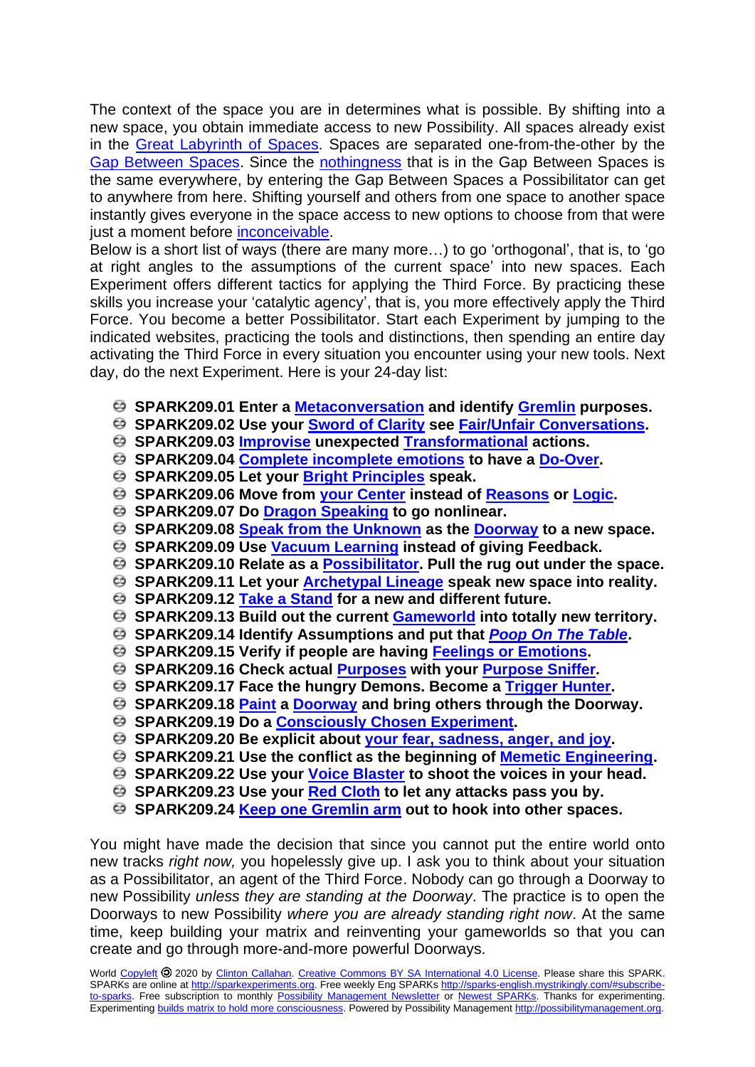The context of the space you are in determines what is possible. By shifting into a new space, you obtain immediate access to new Possibility. All spaces already exist in the Great Labyrinth of Spaces. Spaces are separated one-from-the-other by the Gap Between Spaces. Since the nothingness that is in the Gap Between Spaces is the same everywhere, by entering the Gap Between Spaces a Possibilitator can get to anywhere from here. Shifting yourself and others from one space to another space instantly gives everyone in the space access to new options to choose from that were just a moment before inconceivable.

Below is a short list of ways (there are many more…) to go 'orthogonal', that is, to 'go at right angles to the assumptions of the current space' into new spaces. Each Experiment offers different tactics for applying the Third Force. By practicing these skills you increase your 'catalytic agency', that is, you more effectively apply the Third Force. You become a better Possibilitator. Start each Experiment by jumping to the indicated websites, practicing the tools and distinctions, then spending an entire day activating the Third Force in every situation you encounter using your new tools. Next day, do the next Experiment. Here is your 24-day list:

- **SPARK209.01 Enter a Metaconversation and identify Gremlin purposes.**
- **SPARK209.02 Use your Sword of Clarity see Fair/Unfair Conversations.**
- **SPARK209.03 Improvise unexpected Transformational actions.**
- **SPARK209.04 Complete incomplete emotions to have a Do-Over.**
- **SPARK209.05 Let your Bright Principles speak.**
- **SPARK209.06 Move from your Center instead of Reasons or Logic.**
- **SPARK209.07 Do Dragon Speaking to go nonlinear.**
- **SPARK209.08 Speak from the Unknown as the Doorway to a new space.**
- **SPARK209.09 Use Vacuum Learning instead of giving Feedback.**
- **SPARK209.10 Relate as a Possibilitator. Pull the rug out under the space.**
- **SPARK209.11 Let your Archetypal Lineage speak new space into reality.**
- **SPARK209.12 Take a Stand for a new and different future.**
- **SPARK209.13 Build out the current Gameworld into totally new territory.**
- **SPARK209.14 Identify Assumptions and put that *Poop On The Table*.**
- **SPARK209.15 Verify if people are having Feelings or Emotions.**
- **SPARK209.16 Check actual Purposes with your Purpose Sniffer.**
- **SPARK209.17 Face the hungry Demons. Become a Trigger Hunter.**
- **SPARK209.18 Paint a Doorway and bring others through the Doorway.**
- **SPARK209.19 Do a Consciously Chosen Experiment.**
- **SPARK209.20 Be explicit about your fear, sadness, anger, and joy.**
- **SPARK209.21 Use the conflict as the beginning of Memetic Engineering.**
- **SPARK209.22 Use your Voice Blaster to shoot the voices in your head.**
- **SPARK209.23 Use your Red Cloth to let any attacks pass you by.**
- **SPARK209.24 Keep one Gremlin arm out to hook into other spaces.**

You might have made the decision that since you cannot put the entire world onto new tracks *right now,* you hopelessly give up. I ask you to think about your situation as a Possibilitator, an agent of the Third Force. Nobody can go through a Doorway to new Possibility *unless they are standing at the Doorway*. The practice is to open the Doorways to new Possibility *where you are already standing right now*. At the same time, keep building your matrix and reinventing your gameworlds so that you can create and go through more-and-more powerful Doorways.

World Copyleft 🄯 2020 by Clinton Callahan. Creative Commons BY SA International 4.0 License. Please share this SPARK. SPARKs are online at http://sparkexperiments.org. Free weekly Eng SPARKs http://sparks-english.mystrikingly.com/#subscribe-to-sparks. Free subscription to monthly Possibility Management Newsletter or Newest SPARKs. Thanks for experimenting. Experimenting builds matrix to hold more consciousness. Powered by Possibility Management http://possibilitymanagement.org.